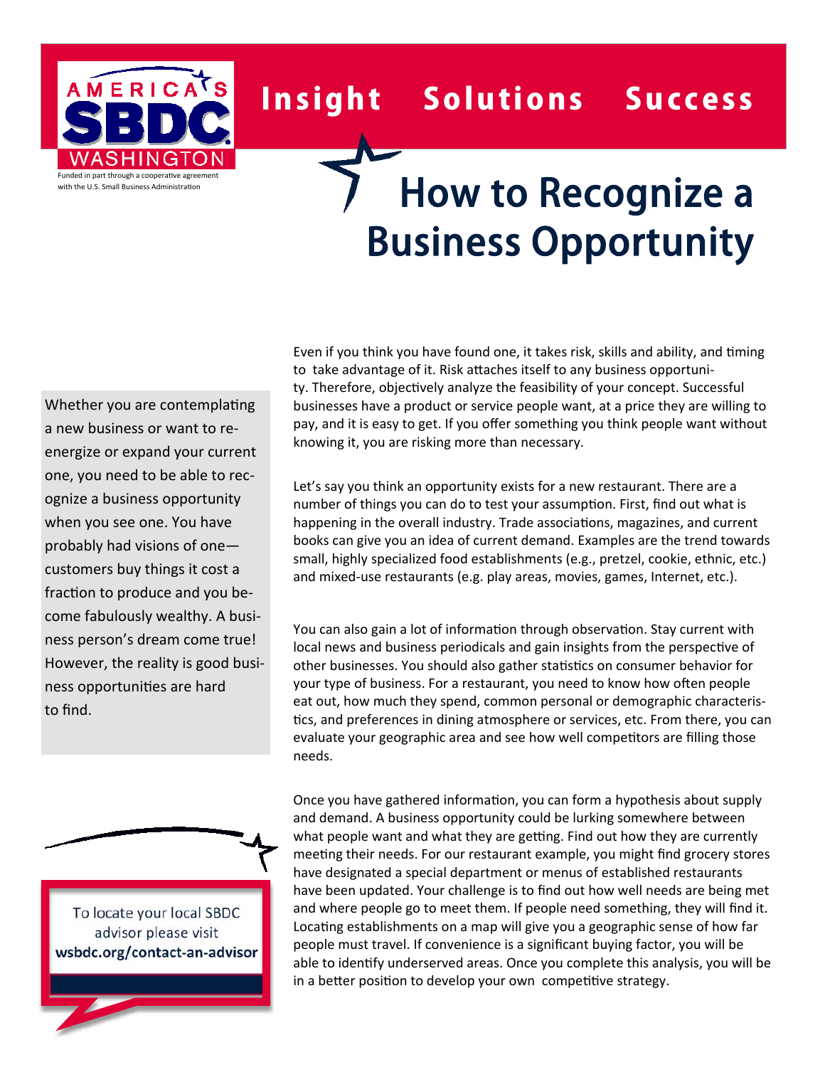AMERICA'S SBDC WASHINGTON

Funded in part through a cooperative agreement with the U.S. Small Business Administration

**Insight Solutions Success**

# How to Recognize a Business Opportunity

Whether you are contemplating a new business or want to re-energize or expand your current one, you need to be able to recognize a business opportunity when you see one. You have probably had visions of one—customers buy things it cost a fraction to produce and you become fabulously wealthy. A business person's dream come true! However, the reality is good business opportunities are hard to find.

Even if you think you have found one, it takes risk, skills and ability, and timing to take advantage of it. Risk attaches itself to any business opportunity. Therefore, objectively analyze the feasibility of your concept. Successful businesses have a product or service people want, at a price they are willing to pay, and it is easy to get. If you offer something you think people want without knowing it, you are risking more than necessary.

Let's say you think an opportunity exists for a new restaurant. There are a number of things you can do to test your assumption. First, find out what is happening in the overall industry. Trade associations, magazines, and current books can give you an idea of current demand. Examples are the trend towards small, highly specialized food establishments (e.g., pretzel, cookie, ethnic, etc.) and mixed-use restaurants (e.g. play areas, movies, games, Internet, etc.).

You can also gain a lot of information through observation. Stay current with local news and business periodicals and gain insights from the perspective of other businesses. You should also gather statistics on consumer behavior for your type of business. For a restaurant, you need to know how often people eat out, how much they spend, common personal or demographic characteristics, and preferences in dining atmosphere or services, etc. From there, you can evaluate your geographic area and see how well competitors are filling those needs.

Once you have gathered information, you can form a hypothesis about supply and demand. A business opportunity could be lurking somewhere between what people want and what they are getting. Find out how they are currently meeting their needs. For our restaurant example, you might find grocery stores have designated a special department or menus of established restaurants have been updated. Your challenge is to find out how well needs are being met and where people go to meet them. If people need something, they will find it. Locating establishments on a map will give you a geographic sense of how far people must travel. If convenience is a significant buying factor, you will be able to identify underserved areas. Once you complete this analysis, you will be in a better position to develop your own competitive strategy.

To locate your local SBDC advisor please visit **wsbdc.org/contact-an-advisor**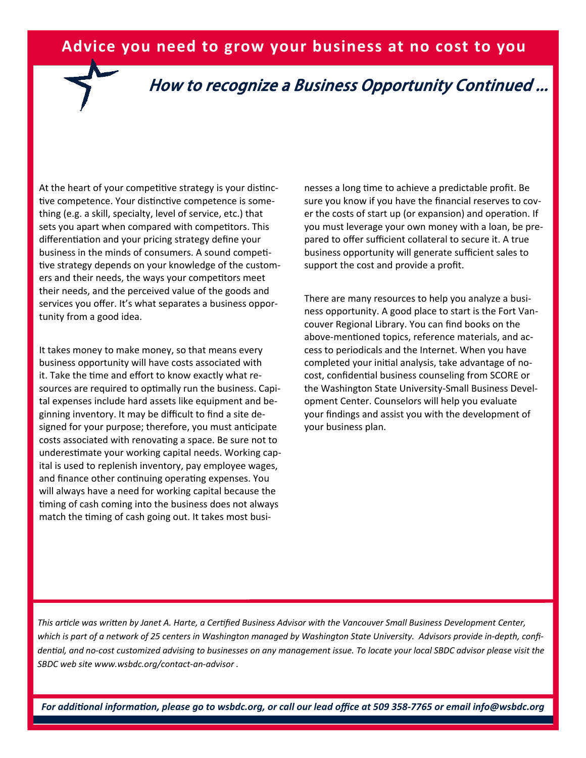# Advice you need to grow your business at no cost to you

## How to recognize a Business Opportunity Continued …

At the heart of your competitive strategy is your distinctive competence. Your distinctive competence is something (e.g. a skill, specialty, level of service, etc.) that sets you apart when compared with competitors. This differentiation and your pricing strategy define your business in the minds of consumers. A sound competitive strategy depends on your knowledge of the customers and their needs, the ways your competitors meet their needs, and the perceived value of the goods and services you offer. It's what separates a business opportunity from a good idea.

It takes money to make money, so that means every business opportunity will have costs associated with it. Take the time and effort to know exactly what resources are required to optimally run the business. Capital expenses include hard assets like equipment and beginning inventory. It may be difficult to find a site designed for your purpose; therefore, you must anticipate costs associated with renovating a space. Be sure not to underestimate your working capital needs. Working capital is used to replenish inventory, pay employee wages, and finance other continuing operating expenses. You will always have a need for working capital because the timing of cash coming into the business does not always match the timing of cash going out. It takes most businesses a long time to achieve a predictable profit. Be sure you know if you have the financial reserves to cover the costs of start up (or expansion) and operation. If you must leverage your own money with a loan, be prepared to offer sufficient collateral to secure it. A true business opportunity will generate sufficient sales to support the cost and provide a profit.

There are many resources to help you analyze a business opportunity. A good place to start is the Fort Vancouver Regional Library. You can find books on the above-mentioned topics, reference materials, and access to periodicals and the Internet. When you have completed your initial analysis, take advantage of no-cost, confidential business counseling from SCORE or the Washington State University-Small Business Development Center. Counselors will help you evaluate your findings and assist you with the development of your business plan.

*This article was written by Janet A. Harte, a Certified Business Advisor with the Vancouver Small Business Development Center, which is part of a network of 25 centers in Washington managed by Washington State University. Advisors provide in-depth, confidential, and no-cost customized advising to businesses on any management issue. To locate your local SBDC advisor please visit the SBDC web site www.wsbdc.org/contact-an-advisor .*

***For additional information, please go to wsbdc.org, or call our lead office at 509 358-7765 or email info@wsbdc.org***